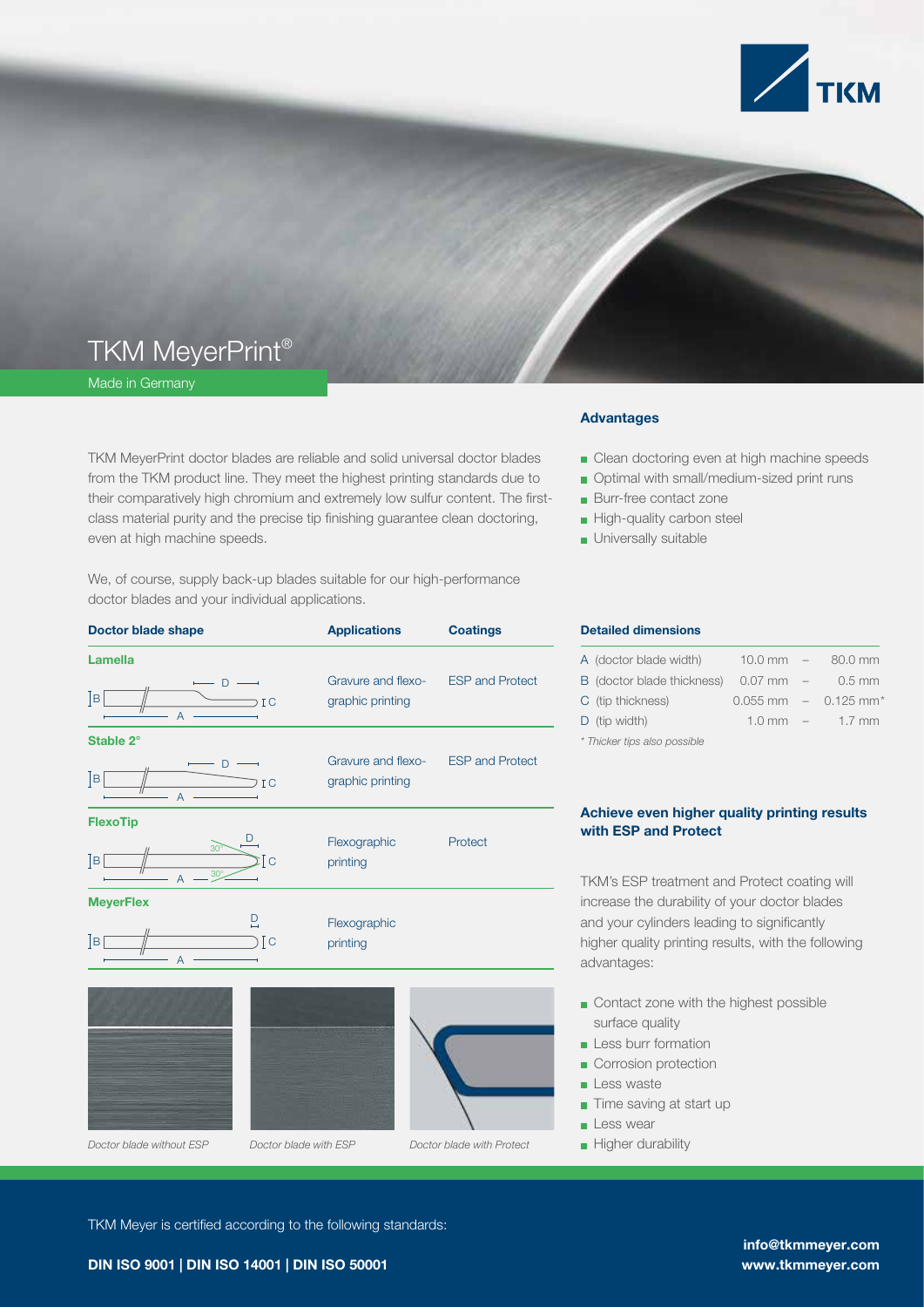# TKM MeyerPrint®

Made in Germany

TKM MeyerPrint doctor blades are reliable and solid universal doctor blades from the TKM product line. They meet the highest printing standards due to their comparatively high chromium and extremely low sulfur content. The first-class material purity and the precise tip finishing guarantee clean doctoring, even at high machine speeds.

We, of course, supply back-up blades suitable for our high-performance doctor blades and your individual applications.

| Doctor blade shape | Applications | Coatings |
| --- | --- | --- |
| **Lamella** | Gravure and flexographic printing | ESP and Protect |
| **Stable 2°** | Gravure and flexographic printing | ESP and Protect |
| **FlexoTip** | Flexographic printing | Protect |
| **MeyerFlex** | Flexographic printing | |

*Doctor blade without ESP*

*Doctor blade with ESP*

*Doctor blade with Protect*

## Advantages

- Clean doctoring even at high machine speeds
- Optimal with small/medium-sized print runs
- Burr-free contact zone
- High-quality carbon steel
- Universally suitable

### Detailed dimensions

| | | | |
| --- | --- | --- | --- |
| A (doctor blade width) | 10.0 mm | – | 80.0 mm |
| B (doctor blade thickness) | 0.07 mm | – | 0.5 mm |
| C (tip thickness) | 0.055 mm | – | 0.125 mm* |
| D (tip width) | 1.0 mm | – | 1.7 mm |

*\* Thicker tips also possible*

## Achieve even higher quality printing results with ESP and Protect

TKM's ESP treatment and Protect coating will increase the durability of your doctor blades and your cylinders leading to significantly higher quality printing results, with the following advantages:

- Contact zone with the highest possible surface quality
- Less burr formation
- Corrosion protection
- Less waste
- Time saving at start up
- Less wear
- Higher durability

TKM Meyer is certified according to the following standards:

**DIN ISO 9001 | DIN ISO 14001 | DIN ISO 50001**

**info@tkmmeyer.com**
**www.tkmmeyer.com**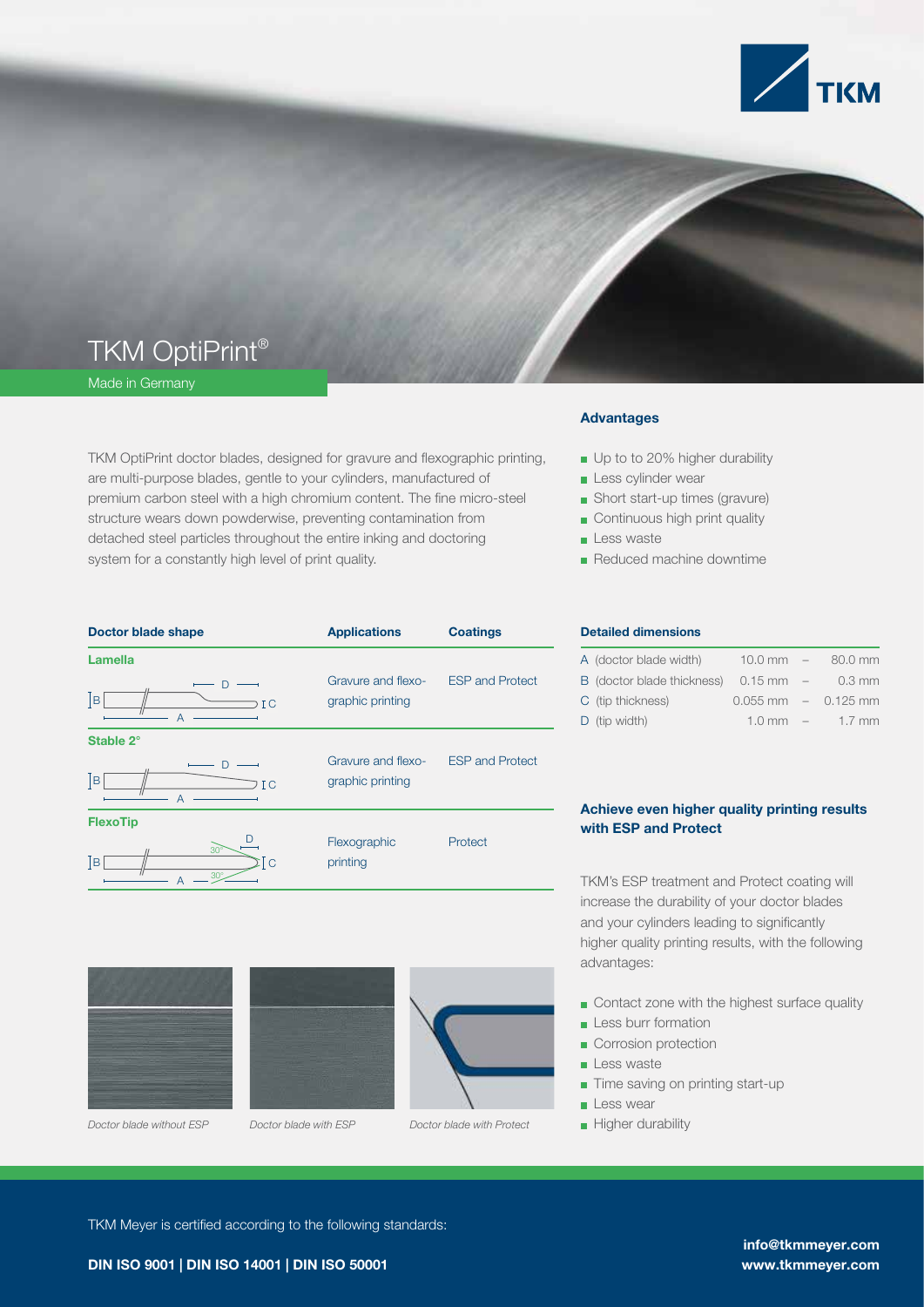# TKM OptiPrint®

Made in Germany

TKM OptiPrint doctor blades, designed for gravure and flexographic printing, are multi-purpose blades, gentle to your cylinders, manufactured of premium carbon steel with a high chromium content. The fine micro-steel structure wears down powderwise, preventing contamination from detached steel particles throughout the entire inking and doctoring system for a constantly high level of print quality.

### Advantages

- Up to to 20% higher durability
- Less cylinder wear
- Short start-up times (gravure)
- Continuous high print quality
- Less waste
- Reduced machine downtime

| Doctor blade shape | Applications | Coatings |
| --- | --- | --- |
| Lamella | Gravure and flexographic printing | ESP and Protect |
| Stable 2° | Gravure and flexographic printing | ESP and Protect |
| FlexoTip | Flexographic printing | Protect |

### Detailed dimensions

| | | | |
| --- | --- | --- | --- |
| A (doctor blade width) | 10.0 mm | – | 80.0 mm |
| B (doctor blade thickness) | 0.15 mm | – | 0.3 mm |
| C (tip thickness) | 0.055 mm | – | 0.125 mm |
| D (tip width) | 1.0 mm | – | 1.7 mm |

### Achieve even higher quality printing results with ESP and Protect

TKM's ESP treatment and Protect coating will increase the durability of your doctor blades and your cylinders leading to significantly higher quality printing results, with the following advantages:

- Contact zone with the highest surface quality
- Less burr formation
- Corrosion protection
- Less waste
- Time saving on printing start-up
- Less wear
- Higher durability

*Doctor blade without ESP*

*Doctor blade with ESP*

*Doctor blade with Protect*

TKM Meyer is certified according to the following standards:

**DIN ISO 9001 | DIN ISO 14001 | DIN ISO 50001**

**info@tkmmeyer.com**
**www.tkmmeyer.com**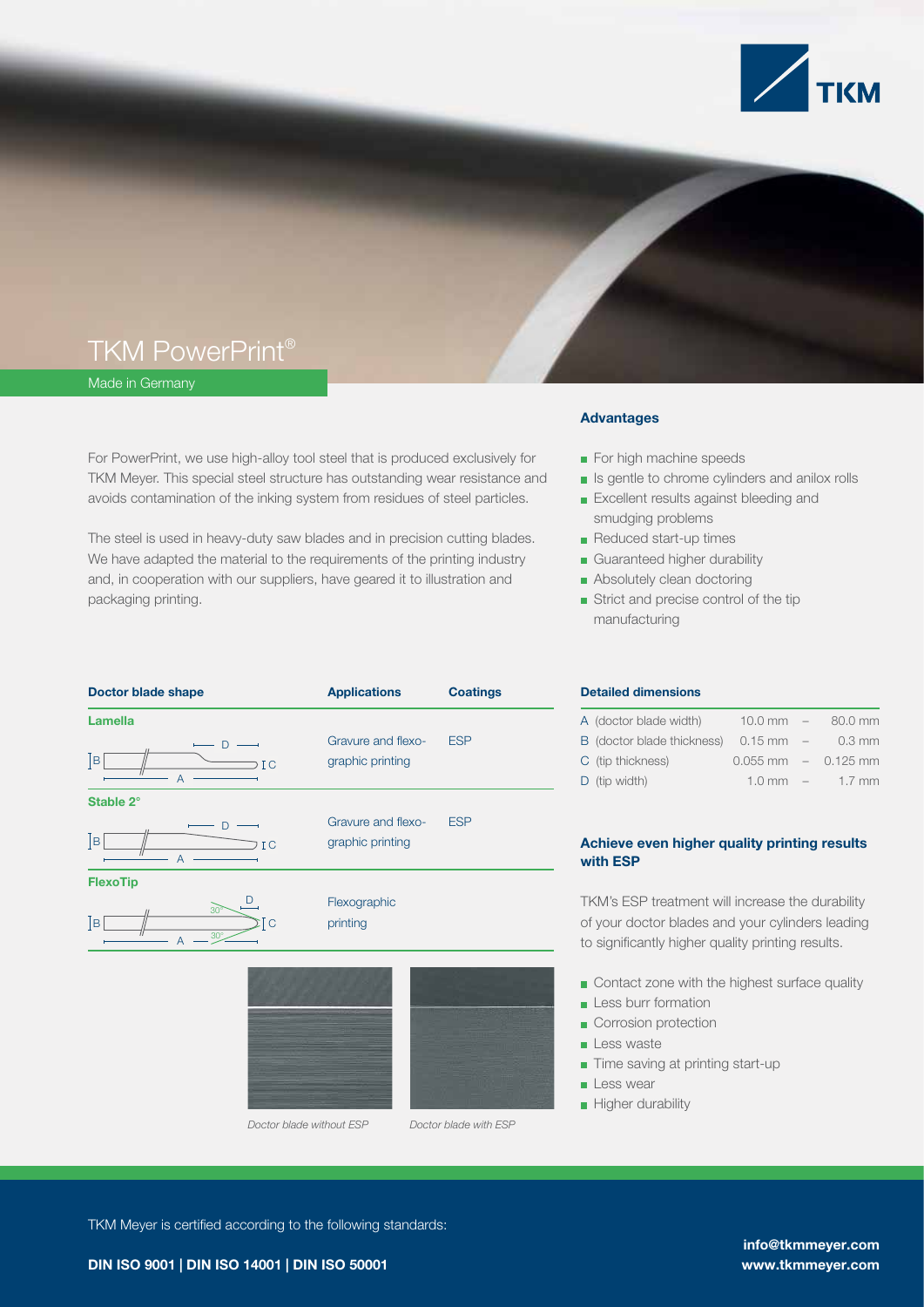# TKM PowerPrint®

Made in Germany

For PowerPrint, we use high-alloy tool steel that is produced exclusively for TKM Meyer. This special steel structure has outstanding wear resistance and avoids contamination of the inking system from residues of steel particles.

The steel is used in heavy-duty saw blades and in precision cutting blades. We have adapted the material to the requirements of the printing industry and, in cooperation with our suppliers, have geared it to illustration and packaging printing.

### Advantages

- For high machine speeds
- Is gentle to chrome cylinders and anilox rolls
- Excellent results against bleeding and smudging problems
- Reduced start-up times
- Guaranteed higher durability
- Absolutely clean doctoring
- Strict and precise control of the tip manufacturing

| Doctor blade shape | Applications | Coatings |
| --- | --- | --- |
| Lamella | Gravure and flexographic printing | ESP |
| Stable 2° | Gravure and flexographic printing | ESP |
| FlexoTip | Flexographic printing | |

### Detailed dimensions

| | | | |
| --- | --- | --- | --- |
| A (doctor blade width) | 10.0 mm | – | 80.0 mm |
| B (doctor blade thickness) | 0.15 mm | – | 0.3 mm |
| C (tip thickness) | 0.055 mm | – | 0.125 mm |
| D (tip width) | 1.0 mm | – | 1.7 mm |

### Achieve even higher quality printing results with ESP

TKM's ESP treatment will increase the durability of your doctor blades and your cylinders leading to significantly higher quality printing results.

- Contact zone with the highest surface quality
- Less burr formation
- Corrosion protection
- Less waste
- Time saving at printing start-up
- Less wear
- Higher durability

*Doctor blade without ESP*

*Doctor blade with ESP*

TKM Meyer is certified according to the following standards:

**DIN ISO 9001 | DIN ISO 14001 | DIN ISO 50001**

**info@tkmmeyer.com**
**www.tkmmeyer.com**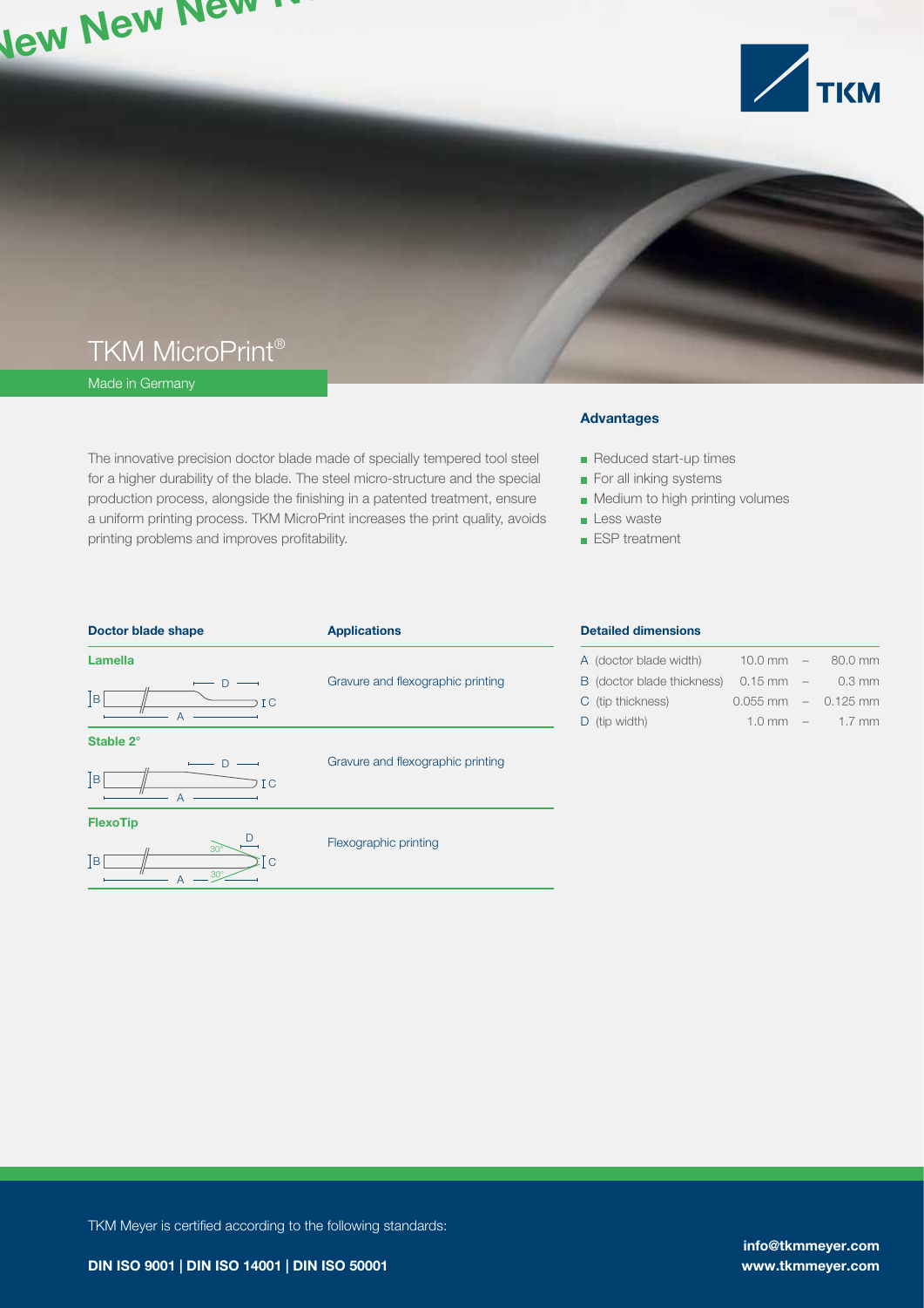New New New

# TKM MicroPrint®

Made in Germany

The innovative precision doctor blade made of specially tempered tool steel for a higher durability of the blade. The steel micro-structure and the special production process, alongside the finishing in a patented treatment, ensure a uniform printing process. TKM MicroPrint increases the print quality, avoids printing problems and improves profitability.

## Advantages

- Reduced start-up times
- For all inking systems
- Medium to high printing volumes
- Less waste
- ESP treatment

| Doctor blade shape | Applications |
|---|---|
| **Lamella** | Gravure and flexographic printing |
| **Stable 2°** | Gravure and flexographic printing |
| **FlexoTip** | Flexographic printing |

### Detailed dimensions

| | | | |
|---|---|---|---|
| A (doctor blade width) | 10.0 mm | – | 80.0 mm |
| B (doctor blade thickness) | 0.15 mm | – | 0.3 mm |
| C (tip thickness) | 0.055 mm | – | 0.125 mm |
| D (tip width) | 1.0 mm | – | 1.7 mm |

TKM Meyer is certified according to the following standards:

**DIN ISO 9001 | DIN ISO 14001 | DIN ISO 50001**

**info@tkmmeyer.com**
**www.tkmmeyer.com**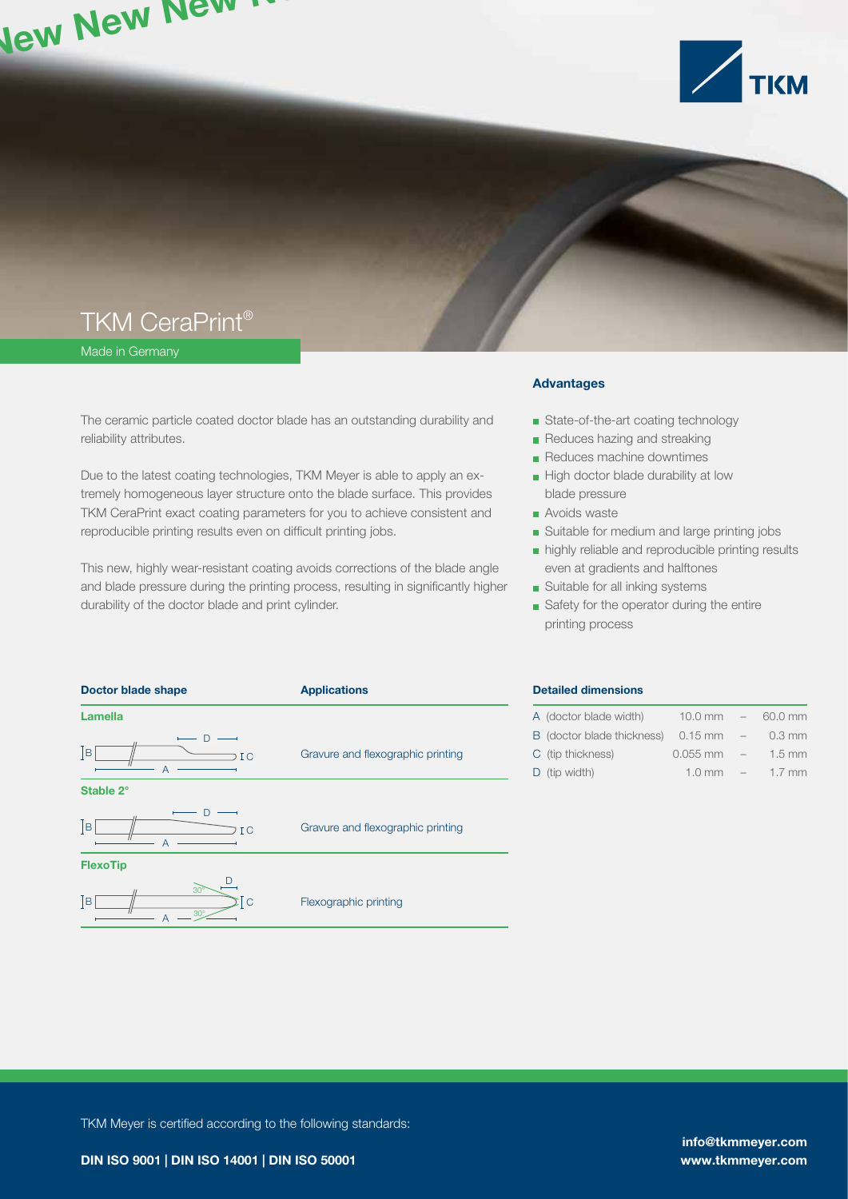New New New

TKM

# TKM CeraPrint®

Made in Germany

The ceramic particle coated doctor blade has an outstanding durability and reliability attributes.

Due to the latest coating technologies, TKM Meyer is able to apply an extremely homogeneous layer structure onto the blade surface. This provides TKM CeraPrint exact coating parameters for you to achieve consistent and reproducible printing results even on difficult printing jobs.

This new, highly wear-resistant coating avoids corrections of the blade angle and blade pressure during the printing process, resulting in significantly higher durability of the doctor blade and print cylinder.

### Advantages

- State-of-the-art coating technology
- Reduces hazing and streaking
- Reduces machine downtimes
- High doctor blade durability at low blade pressure
- Avoids waste
- Suitable for medium and large printing jobs
- highly reliable and reproducible printing results even at gradients and halftones
- Suitable for all inking systems
- Safety for the operator during the entire printing process

| Doctor blade shape | Applications |
|---|---|
| **Lamella** | Gravure and flexographic printing |
| **Stable 2°** | Gravure and flexographic printing |
| **FlexoTip** | Flexographic printing |

### Detailed dimensions

| | | | |
|---|---|---|---|
| A (doctor blade width) | 10.0 mm | – | 60.0 mm |
| B (doctor blade thickness) | 0.15 mm | – | 0.3 mm |
| C (tip thickness) | 0.055 mm | – | 1.5 mm |
| D (tip width) | 1.0 mm | – | 1.7 mm |

TKM Meyer is certified according to the following standards:

**DIN ISO 9001 | DIN ISO 14001 | DIN ISO 50001**

**info@tkmmeyer.com**
**www.tkmmeyer.com**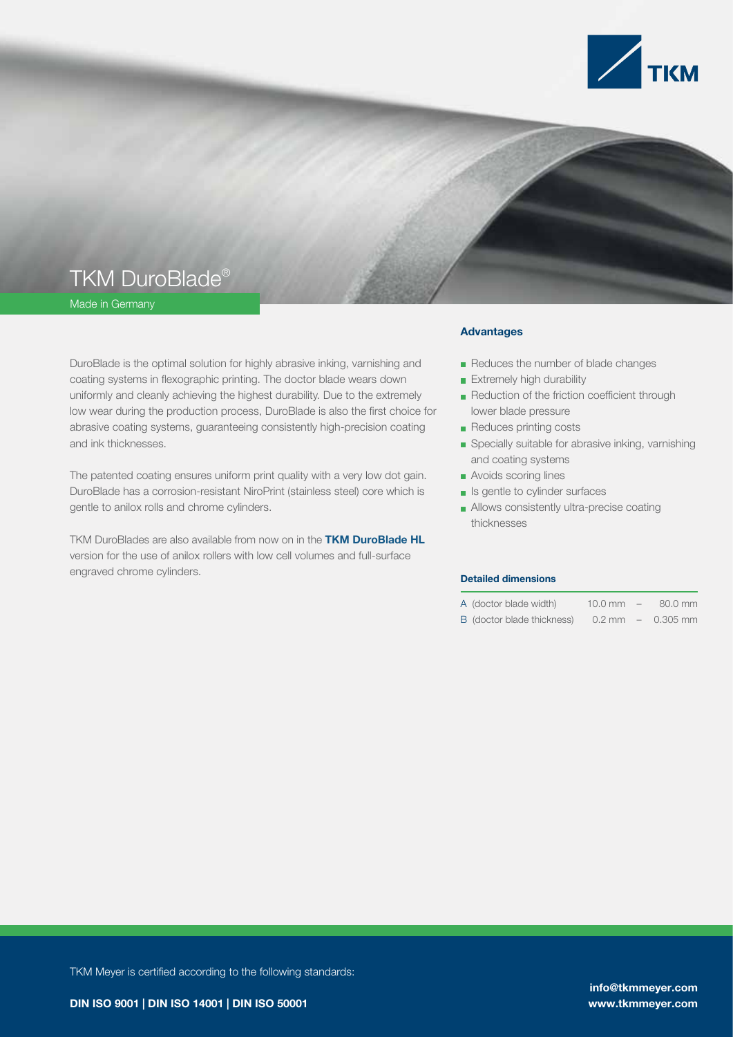# TKM DuroBlade®

Made in Germany

DuroBlade is the optimal solution for highly abrasive inking, varnishing and coating systems in flexographic printing. The doctor blade wears down uniformly and cleanly achieving the highest durability. Due to the extremely low wear during the production process, DuroBlade is also the first choice for abrasive coating systems, guaranteeing consistently high-precision coating and ink thicknesses.

The patented coating ensures uniform print quality with a very low dot gain. DuroBlade has a corrosion-resistant NiroPrint (stainless steel) core which is gentle to anilox rolls and chrome cylinders.

TKM DuroBlades are also available from now on in the **TKM DuroBlade HL** version for the use of anilox rollers with low cell volumes and full-surface engraved chrome cylinders.

### Advantages

- Reduces the number of blade changes
- Extremely high durability
- Reduction of the friction coefficient through lower blade pressure
- Reduces printing costs
- Specially suitable for abrasive inking, varnishing and coating systems
- Avoids scoring lines
- Is gentle to cylinder surfaces
- Allows consistently ultra-precise coating thicknesses

### Detailed dimensions

| | | | |
|---|---|---|---|
| A (doctor blade width) | 10.0 mm | – | 80.0 mm |
| B (doctor blade thickness) | 0.2 mm | – | 0.305 mm |

TKM Meyer is certified according to the following standards:

**DIN ISO 9001 | DIN ISO 14001 | DIN ISO 50001**

**info@tkmmeyer.com**
**www.tkmmeyer.com**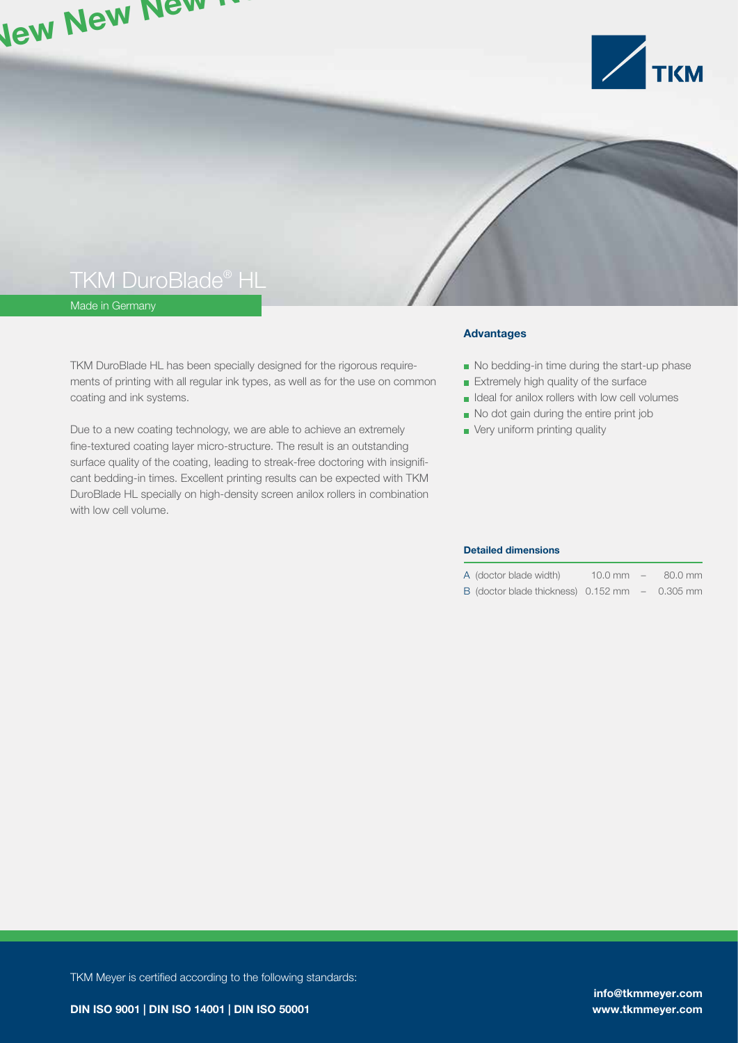New New New N

# TKM DuroBlade® HL

Made in Germany

TKM DuroBlade HL has been specially designed for the rigorous requirements of printing with all regular ink types, as well as for the use on common coating and ink systems.

Due to a new coating technology, we are able to achieve an extremely fine-textured coating layer micro-structure. The result is an outstanding surface quality of the coating, leading to streak-free doctoring with insignificant bedding-in times. Excellent printing results can be expected with TKM DuroBlade HL specially on high-density screen anilox rollers in combination with low cell volume.

### Advantages

- No bedding-in time during the start-up phase
- Extremely high quality of the surface
- Ideal for anilox rollers with low cell volumes
- No dot gain during the entire print job
- Very uniform printing quality

### Detailed dimensions

| | | | |
|---|---|---|---|
| A (doctor blade width) | 10.0 mm | – | 80.0 mm |
| B (doctor blade thickness) | 0.152 mm | – | 0.305 mm |

TKM Meyer is certified according to the following standards:

**DIN ISO 9001 | DIN ISO 14001 | DIN ISO 50001**

**info@tkmmeyer.com**
**www.tkmmeyer.com**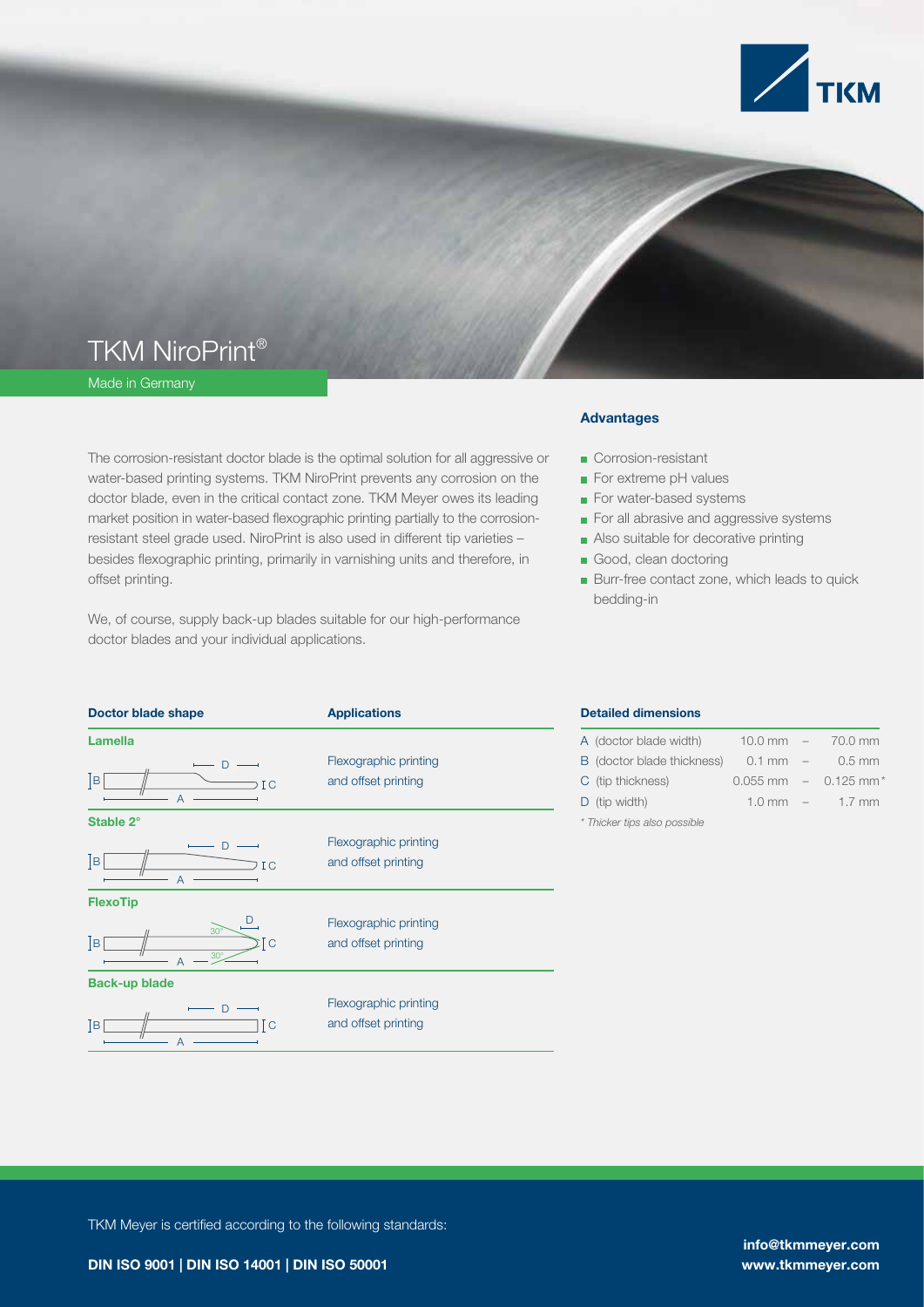# TKM NiroPrint®

Made in Germany

The corrosion-resistant doctor blade is the optimal solution for all aggressive or water-based printing systems. TKM NiroPrint prevents any corrosion on the doctor blade, even in the critical contact zone. TKM Meyer owes its leading market position in water-based flexographic printing partially to the corrosion-resistant steel grade used. NiroPrint is also used in different tip varieties – besides flexographic printing, primarily in varnishing units and therefore, in offset printing.

We, of course, supply back-up blades suitable for our high-performance doctor blades and your individual applications.

### Advantages

- Corrosion-resistant
- For extreme pH values
- For water-based systems
- For all abrasive and aggressive systems
- Also suitable for decorative printing
- Good, clean doctoring
- Burr-free contact zone, which leads to quick bedding-in

| Doctor blade shape | Applications |
|---|---|
| **Lamella** | Flexographic printing and offset printing |
| **Stable 2°** | Flexographic printing and offset printing |
| **FlexoTip** | Flexographic printing and offset printing |
| **Back-up blade** | Flexographic printing and offset printing |

### Detailed dimensions

| | | | |
|---|---|---|---|
| A (doctor blade width) | 10.0 mm | – | 70.0 mm |
| B (doctor blade thickness) | 0.1 mm | – | 0.5 mm |
| C (tip thickness) | 0.055 mm | – | 0.125 mm* |
| D (tip width) | 1.0 mm | – | 1.7 mm |

*\* Thicker tips also possible*

TKM Meyer is certified according to the following standards:

**DIN ISO 9001 | DIN ISO 14001 | DIN ISO 50001**

**info@tkmmeyer.com**
**www.tkmmeyer.com**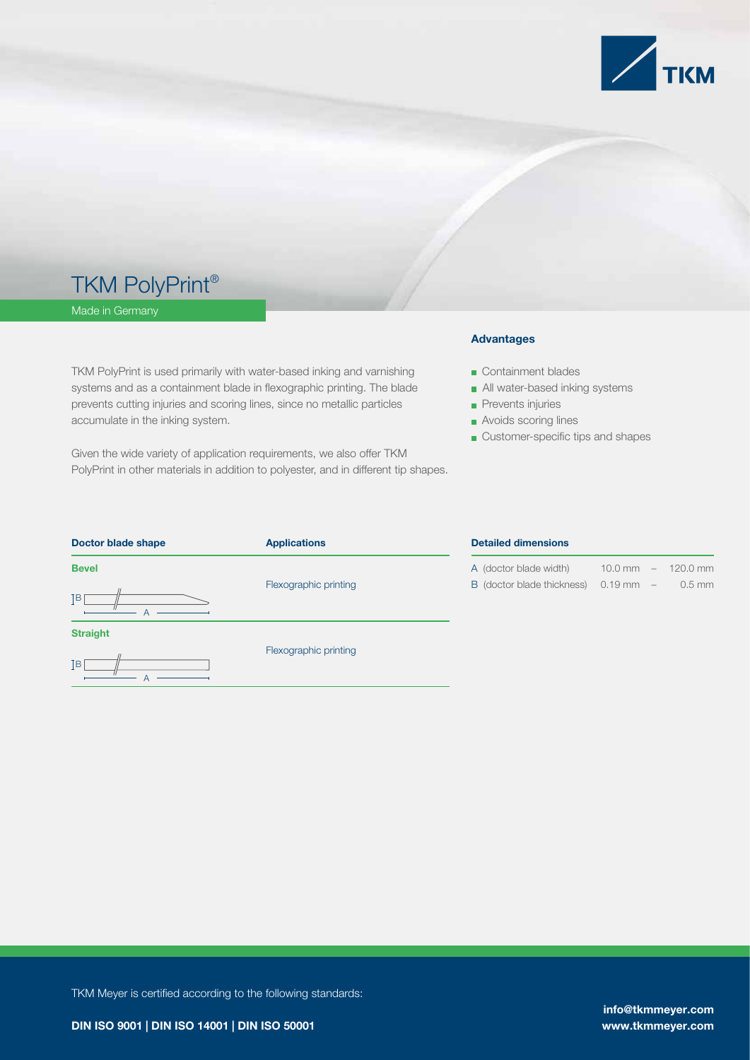# TKM PolyPrint®

Made in Germany

TKM PolyPrint is used primarily with water-based inking and varnishing systems and as a containment blade in flexographic printing. The blade prevents cutting injuries and scoring lines, since no metallic particles accumulate in the inking system.

Given the wide variety of application requirements, we also offer TKM PolyPrint in other materials in addition to polyester, and in different tip shapes.

## Advantages

- Containment blades
- All water-based inking systems
- Prevents injuries
- Avoids scoring lines
- Customer-specific tips and shapes

| Doctor blade shape | Applications |
|---|---|
| **Bevel** | Flexographic printing |
| **Straight** | Flexographic printing |

**Detailed dimensions**

| | | | |
|---|---|---|---|
| A (doctor blade width) | 10.0 mm | – | 120.0 mm |
| B (doctor blade thickness) | 0.19 mm | – | 0.5 mm |

TKM Meyer is certified according to the following standards:

**DIN ISO 9001 | DIN ISO 14001 | DIN ISO 50001**

**info@tkmmeyer.com**
**www.tkmmeyer.com**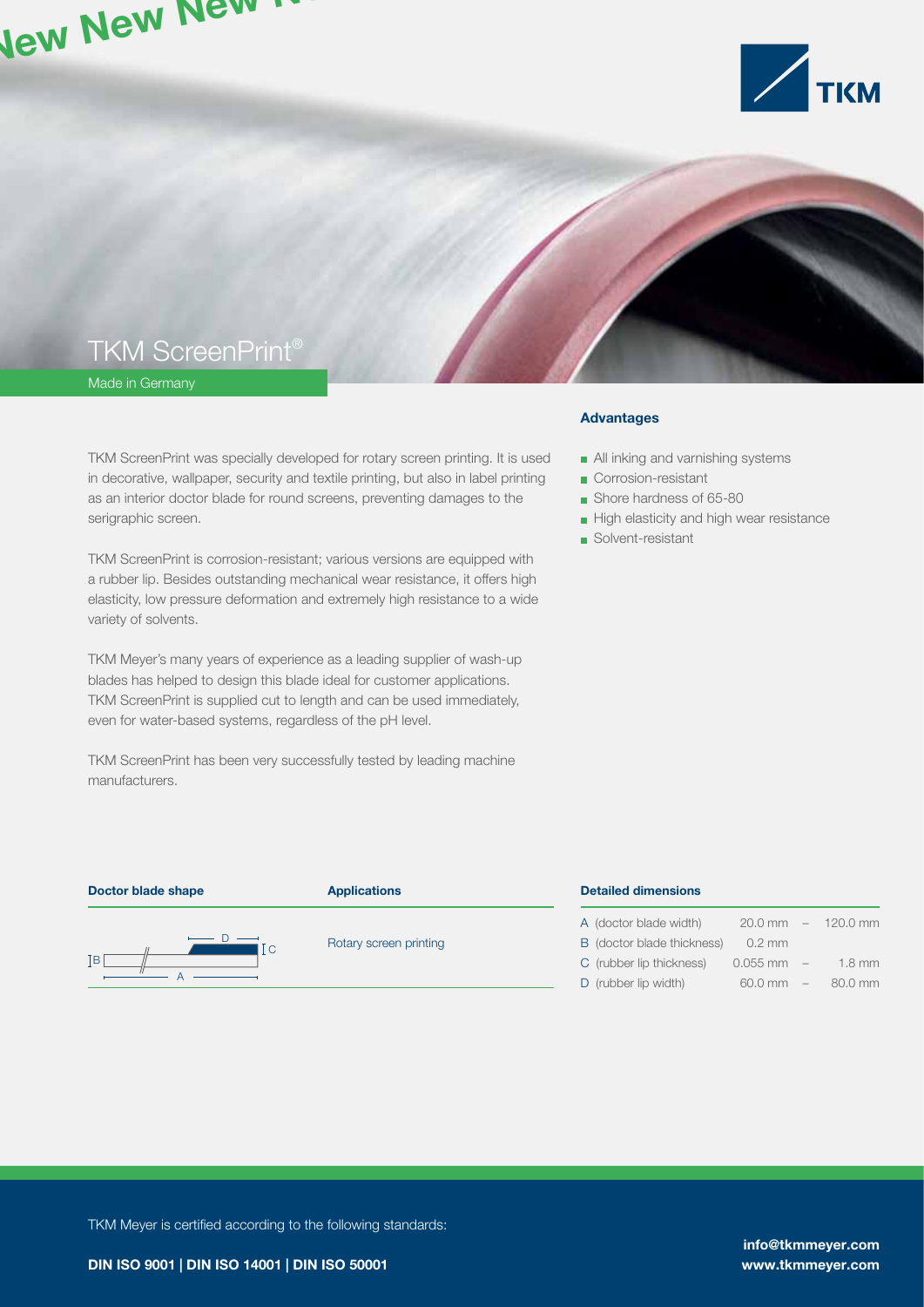New New New

# TKM ScreenPrint®

Made in Germany

TKM ScreenPrint was specially developed for rotary screen printing. It is used in decorative, wallpaper, security and textile printing, but also in label printing as an interior doctor blade for round screens, preventing damages to the serigraphic screen.

TKM ScreenPrint is corrosion-resistant; various versions are equipped with a rubber lip. Besides outstanding mechanical wear resistance, it offers high elasticity, low pressure deformation and extremely high resistance to a wide variety of solvents.

TKM Meyer's many years of experience as a leading supplier of wash-up blades has helped to design this blade ideal for customer applications. TKM ScreenPrint is supplied cut to length and can be used immediately, even for water-based systems, regardless of the pH level.

TKM ScreenPrint has been very successfully tested by leading machine manufacturers.

### Advantages

- All inking and varnishing systems
- Corrosion-resistant
- Shore hardness of 65-80
- High elasticity and high wear resistance
- Solvent-resistant

### Doctor blade shape

D
B
C
A

### Applications

Rotary screen printing

### Detailed dimensions

| | | | |
|---|---|---|---|
| A (doctor blade width) | 20.0 mm | – | 120.0 mm |
| B (doctor blade thickness) | 0.2 mm | | |
| C (rubber lip thickness) | 0.055 mm | – | 1.8 mm |
| D (rubber lip width) | 60.0 mm | – | 80.0 mm |

TKM Meyer is certified according to the following standards:

**DIN ISO 9001 | DIN ISO 14001 | DIN ISO 50001**

**info@tkmmeyer.com**
**www.tkmmeyer.com**